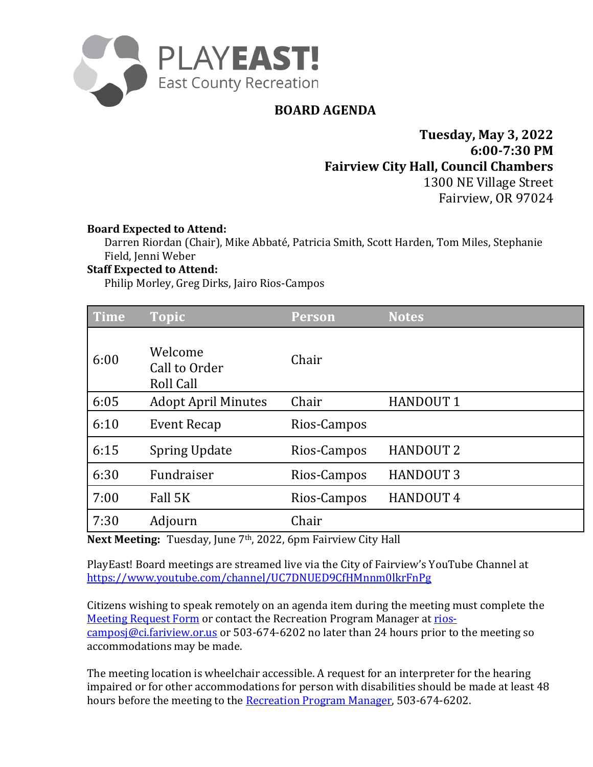PLAYEAST!
East County Recreation

# BOARD AGENDA

**Tuesday, May 3, 2022**
**6:00-7:30 PM**
**Fairview City Hall, Council Chambers**
1300 NE Village Street
Fairview, OR 97024

**Board Expected to Attend:**
Darren Riordan (Chair), Mike Abbaté, Patricia Smith, Scott Harden, Tom Miles, Stephanie Field, Jenni Weber

**Staff Expected to Attend:**
Philip Morley, Greg Dirks, Jairo Rios-Campos

| Time | Topic | Person | Notes |
|---|---|---|---|
| 6:00 | Welcome<br>Call to Order<br>Roll Call | Chair | |
| 6:05 | Adopt April Minutes | Chair | HANDOUT 1 |
| 6:10 | Event Recap | Rios-Campos | |
| 6:15 | Spring Update | Rios-Campos | HANDOUT 2 |
| 6:30 | Fundraiser | Rios-Campos | HANDOUT 3 |
| 7:00 | Fall 5K | Rios-Campos | HANDOUT 4 |
| 7:30 | Adjourn | Chair | |

**Next Meeting:** Tuesday, June 7th, 2022, 6pm Fairview City Hall

PlayEast! Board meetings are streamed live via the City of Fairview's YouTube Channel at https://www.youtube.com/channel/UC7DNUED9CfHMnnm0lkrFnPg

Citizens wishing to speak remotely on an agenda item during the meeting must complete the Meeting Request Form or contact the Recreation Program Manager at rios-camposj@ci.fariview.or.us or 503-674-6202 no later than 24 hours prior to the meeting so accommodations may be made.

The meeting location is wheelchair accessible. A request for an interpreter for the hearing impaired or for other accommodations for person with disabilities should be made at least 48 hours before the meeting to the Recreation Program Manager, 503-674-6202.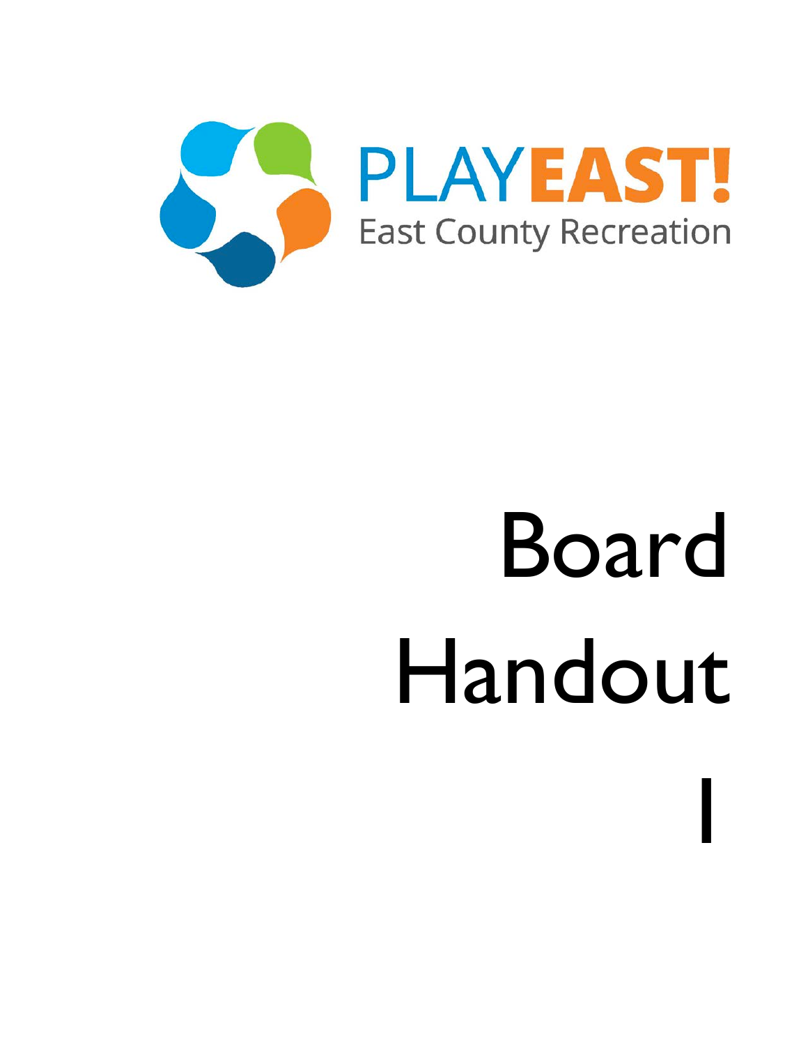PLAYEAST!

East County Recreation

# Board Handout 1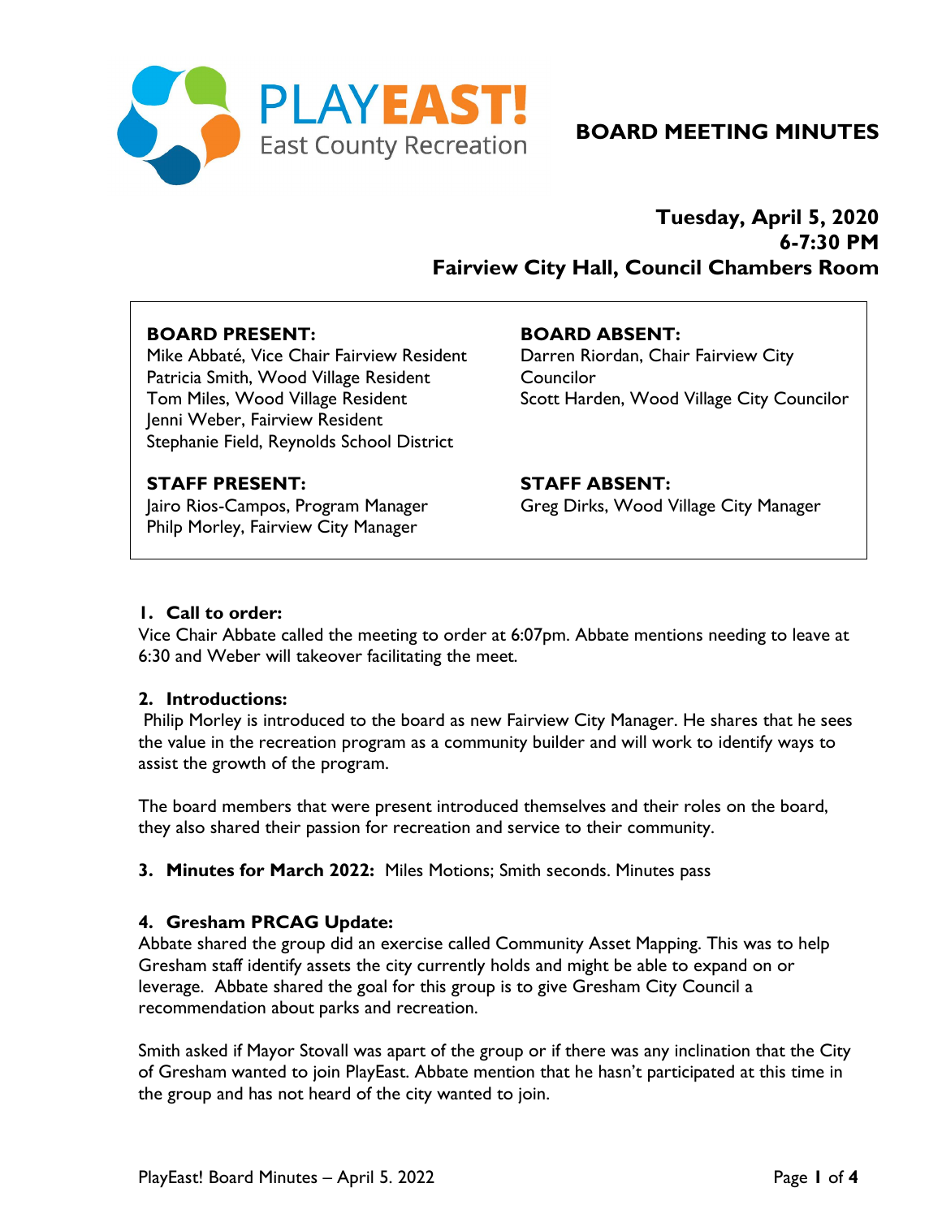PLAYEAST! East County Recreation

# BOARD MEETING MINUTES

**Tuesday, April 5, 2020**
**6-7:30 PM**
**Fairview City Hall, Council Chambers Room**

**BOARD PRESENT:**
Mike Abbaté, Vice Chair Fairview Resident
Patricia Smith, Wood Village Resident
Tom Miles, Wood Village Resident
Jenni Weber, Fairview Resident
Stephanie Field, Reynolds School District

**BOARD ABSENT:**
Darren Riordan, Chair Fairview City Councilor
Scott Harden, Wood Village City Councilor

**STAFF PRESENT:**
Jairo Rios-Campos, Program Manager
Philp Morley, Fairview City Manager

**STAFF ABSENT:**
Greg Dirks, Wood Village City Manager

### 1. Call to order:

Vice Chair Abbate called the meeting to order at 6:07pm. Abbate mentions needing to leave at 6:30 and Weber will takeover facilitating the meet.

### 2. Introductions:

Philip Morley is introduced to the board as new Fairview City Manager. He shares that he sees the value in the recreation program as a community builder and will work to identify ways to assist the growth of the program.

The board members that were present introduced themselves and their roles on the board, they also shared their passion for recreation and service to their community.

### 3. Minutes for March 2022:

Miles Motions; Smith seconds. Minutes pass

### 4. Gresham PRCAG Update:

Abbate shared the group did an exercise called Community Asset Mapping. This was to help Gresham staff identify assets the city currently holds and might be able to expand on or leverage. Abbate shared the goal for this group is to give Gresham City Council a recommendation about parks and recreation.

Smith asked if Mayor Stovall was apart of the group or if there was any inclination that the City of Gresham wanted to join PlayEast. Abbate mention that he hasn't participated at this time in the group and has not heard of the city wanted to join.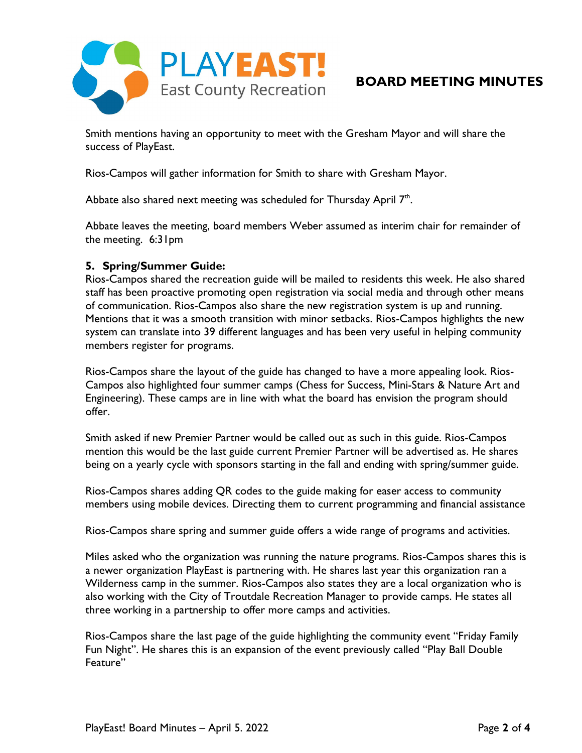Smith mentions having an opportunity to meet with the Gresham Mayor and will share the success of PlayEast.

Rios-Campos will gather information for Smith to share with Gresham Mayor.

Abbate also shared next meeting was scheduled for Thursday April 7th.

Abbate leaves the meeting, board members Weber assumed as interim chair for remainder of the meeting. 6:31pm

**5. Spring/Summer Guide:**

Rios-Campos shared the recreation guide will be mailed to residents this week. He also shared staff has been proactive promoting open registration via social media and through other means of communication. Rios-Campos also share the new registration system is up and running. Mentions that it was a smooth transition with minor setbacks. Rios-Campos highlights the new system can translate into 39 different languages and has been very useful in helping community members register for programs.

Rios-Campos share the layout of the guide has changed to have a more appealing look. Rios-Campos also highlighted four summer camps (Chess for Success, Mini-Stars & Nature Art and Engineering). These camps are in line with what the board has envision the program should offer.

Smith asked if new Premier Partner would be called out as such in this guide. Rios-Campos mention this would be the last guide current Premier Partner will be advertised as. He shares being on a yearly cycle with sponsors starting in the fall and ending with spring/summer guide.

Rios-Campos shares adding QR codes to the guide making for easer access to community members using mobile devices. Directing them to current programming and financial assistance

Rios-Campos share spring and summer guide offers a wide range of programs and activities.

Miles asked who the organization was running the nature programs. Rios-Campos shares this is a newer organization PlayEast is partnering with. He shares last year this organization ran a Wilderness camp in the summer. Rios-Campos also states they are a local organization who is also working with the City of Troutdale Recreation Manager to provide camps. He states all three working in a partnership to offer more camps and activities.

Rios-Campos share the last page of the guide highlighting the community event "Friday Family Fun Night". He shares this is an expansion of the event previously called "Play Ball Double Feature"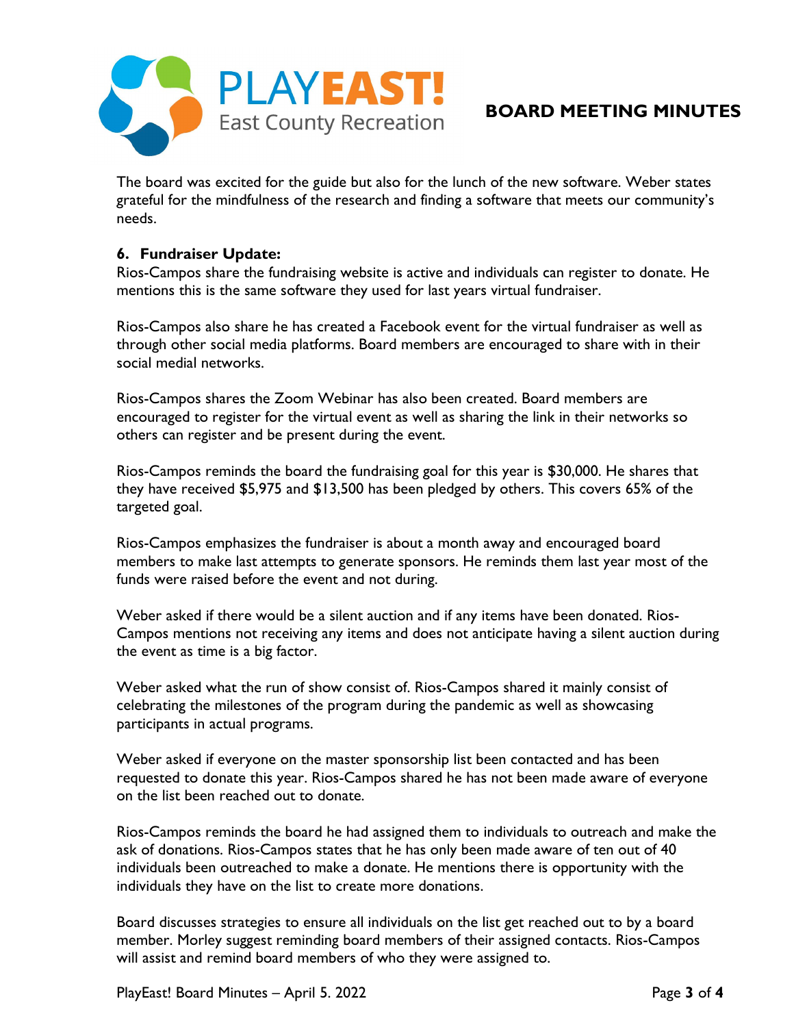The board was excited for the guide but also for the lunch of the new software. Weber states grateful for the mindfulness of the research and finding a software that meets our community's needs.

**6. Fundraiser Update:**

Rios-Campos share the fundraising website is active and individuals can register to donate. He mentions this is the same software they used for last years virtual fundraiser.

Rios-Campos also share he has created a Facebook event for the virtual fundraiser as well as through other social media platforms. Board members are encouraged to share with in their social medial networks.

Rios-Campos shares the Zoom Webinar has also been created. Board members are encouraged to register for the virtual event as well as sharing the link in their networks so others can register and be present during the event.

Rios-Campos reminds the board the fundraising goal for this year is $30,000. He shares that they have received $5,975 and $13,500 has been pledged by others. This covers 65% of the targeted goal.

Rios-Campos emphasizes the fundraiser is about a month away and encouraged board members to make last attempts to generate sponsors. He reminds them last year most of the funds were raised before the event and not during.

Weber asked if there would be a silent auction and if any items have been donated. Rios-Campos mentions not receiving any items and does not anticipate having a silent auction during the event as time is a big factor.

Weber asked what the run of show consist of. Rios-Campos shared it mainly consist of celebrating the milestones of the program during the pandemic as well as showcasing participants in actual programs.

Weber asked if everyone on the master sponsorship list been contacted and has been requested to donate this year. Rios-Campos shared he has not been made aware of everyone on the list been reached out to donate.

Rios-Campos reminds the board he had assigned them to individuals to outreach and make the ask of donations. Rios-Campos states that he has only been made aware of ten out of 40 individuals been outreached to make a donate. He mentions there is opportunity with the individuals they have on the list to create more donations.

Board discusses strategies to ensure all individuals on the list get reached out to by a board member. Morley suggest reminding board members of their assigned contacts. Rios-Campos will assist and remind board members of who they were assigned to.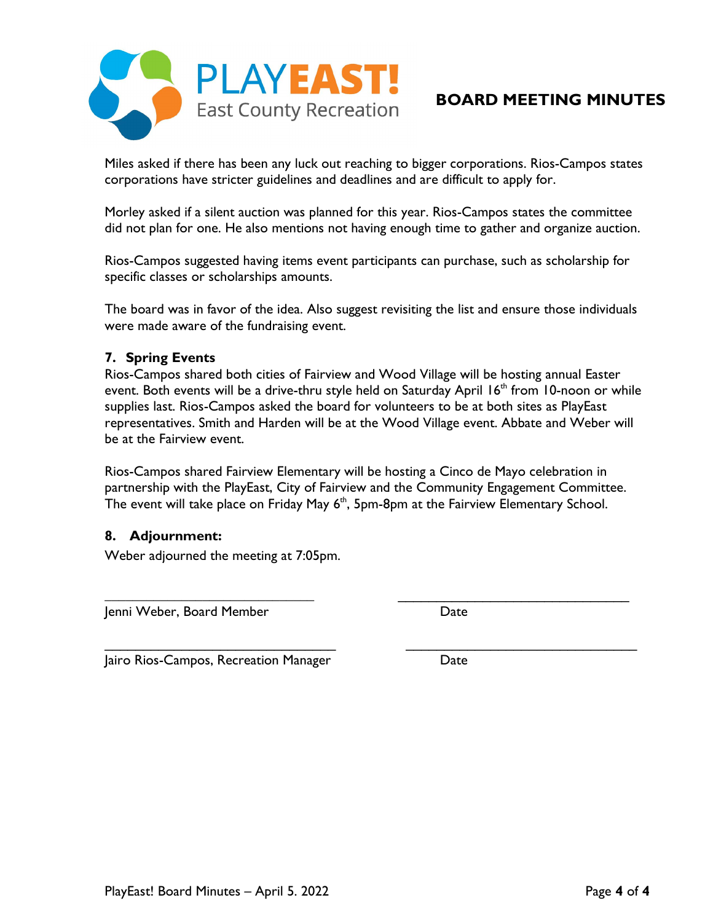Miles asked if there has been any luck out reaching to bigger corporations. Rios-Campos states corporations have stricter guidelines and deadlines and are difficult to apply for.

Morley asked if a silent auction was planned for this year. Rios-Campos states the committee did not plan for one. He also mentions not having enough time to gather and organize auction.

Rios-Campos suggested having items event participants can purchase, such as scholarship for specific classes or scholarships amounts.

The board was in favor of the idea. Also suggest revisiting the list and ensure those individuals were made aware of the fundraising event.

### 7. Spring Events

Rios-Campos shared both cities of Fairview and Wood Village will be hosting annual Easter event. Both events will be a drive-thru style held on Saturday April 16th from 10-noon or while supplies last. Rios-Campos asked the board for volunteers to be at both sites as PlayEast representatives. Smith and Harden will be at the Wood Village event. Abbate and Weber will be at the Fairview event.

Rios-Campos shared Fairview Elementary will be hosting a Cinco de Mayo celebration in partnership with the PlayEast, City of Fairview and the Community Engagement Committee. The event will take place on Friday May 6th, 5pm-8pm at the Fairview Elementary School.

### 8. Adjournment:

Weber adjourned the meeting at 7:05pm.

______________________________ ______________________________

Jenni Weber, Board Member Date

______________________________ ______________________________

Jairo Rios-Campos, Recreation Manager Date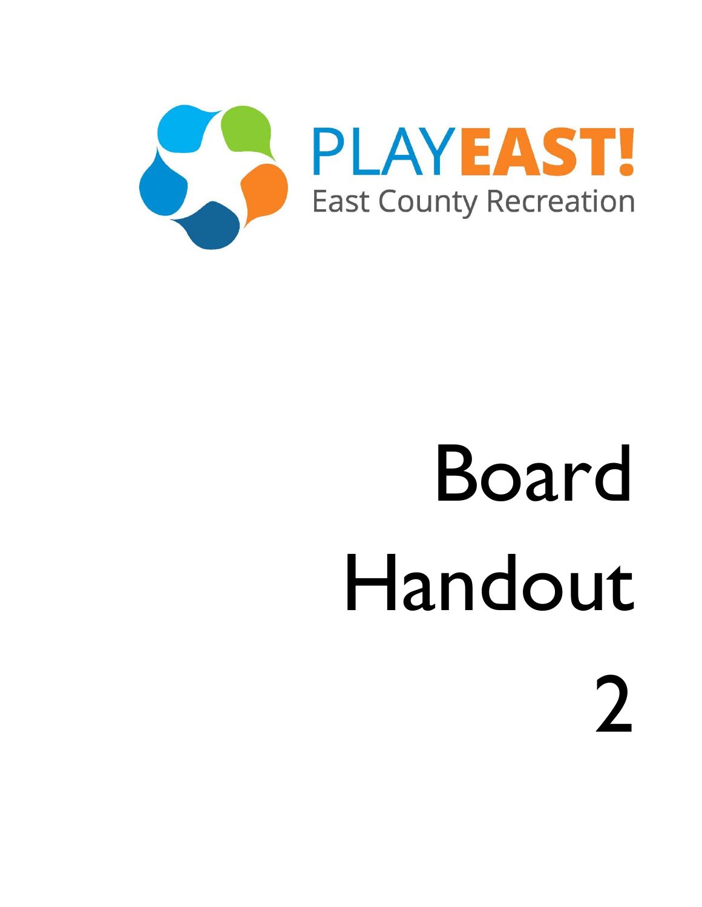PLAY**EAST!**

East County Recreation

# Board Handout 2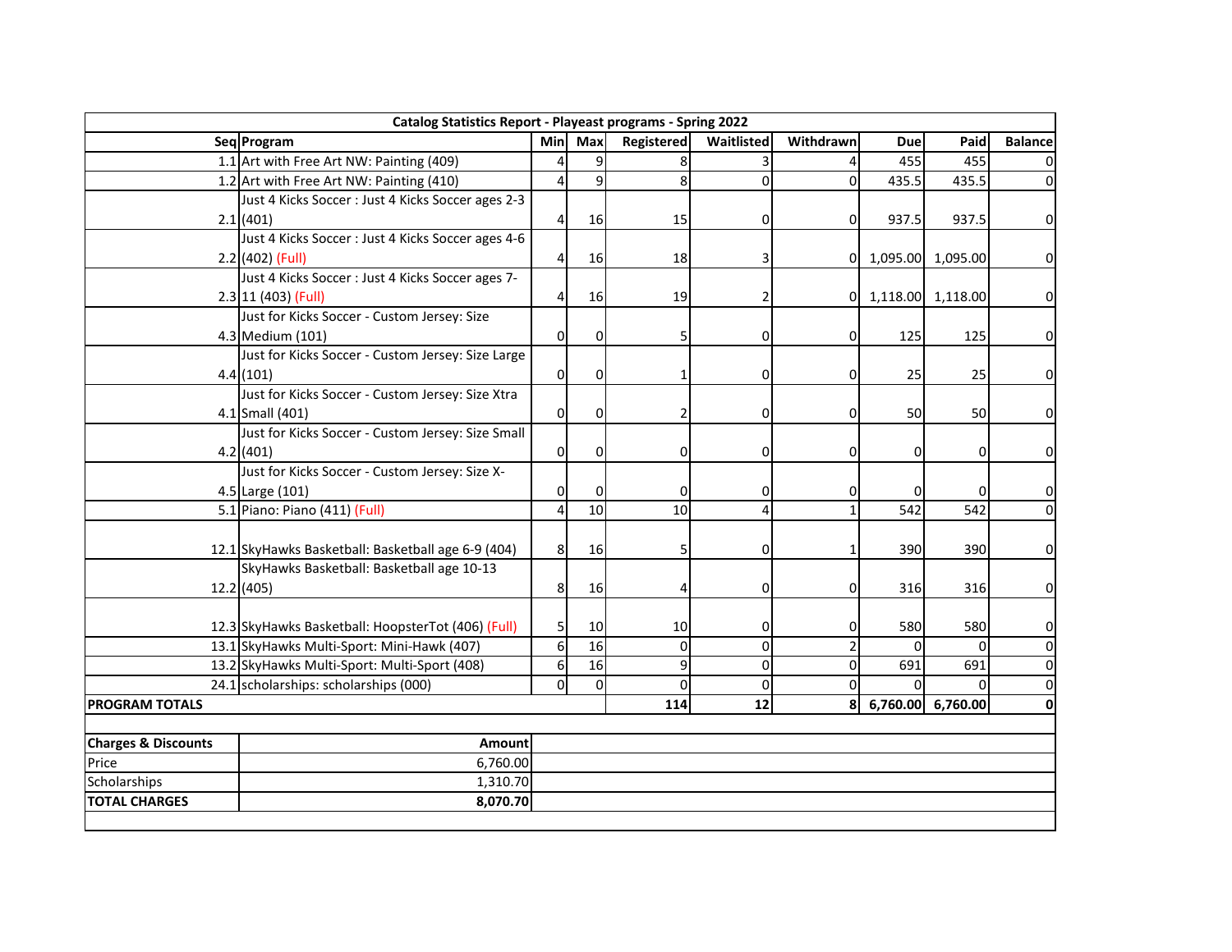| Catalog Statistics Report - Playeast programs - Spring 2022 | | | | | | | | | |
|---|---|---|---|---|---|---|---|---|---|
| Seq | Program | Min | Max | Registered | Waitlisted | Withdrawn | Due | Paid | Balance |
| 1.1 | Art with Free Art NW: Painting (409) | 4 | 9 | 8 | 3 | 4 | 455 | 455 | 0 |
| 1.2 | Art with Free Art NW: Painting (410) | 4 | 9 | 8 | 0 | 0 | 435.5 | 435.5 | 0 |
| 2.1 | Just 4 Kicks Soccer : Just 4 Kicks Soccer ages 2-3 (401) | 4 | 16 | 15 | 0 | 0 | 937.5 | 937.5 | 0 |
| 2.2 | Just 4 Kicks Soccer : Just 4 Kicks Soccer ages 4-6 (402) (Full) | 4 | 16 | 18 | 3 | 0 | 1,095.00 | 1,095.00 | 0 |
| 2.3 | Just 4 Kicks Soccer : Just 4 Kicks Soccer ages 7-11 (403) (Full) | 4 | 16 | 19 | 2 | 0 | 1,118.00 | 1,118.00 | 0 |
| 4.3 | Just for Kicks Soccer - Custom Jersey: Size Medium (101) | 0 | 0 | 5 | 0 | 0 | 125 | 125 | 0 |
| 4.4 | Just for Kicks Soccer - Custom Jersey: Size Large (101) | 0 | 0 | 1 | 0 | 0 | 25 | 25 | 0 |
| 4.1 | Just for Kicks Soccer - Custom Jersey: Size Xtra Small (401) | 0 | 0 | 2 | 0 | 0 | 50 | 50 | 0 |
| 4.2 | Just for Kicks Soccer - Custom Jersey: Size Small (401) | 0 | 0 | 0 | 0 | 0 | 0 | 0 | 0 |
| 4.5 | Just for Kicks Soccer - Custom Jersey: Size X-Large (101) | 0 | 0 | 0 | 0 | 0 | 0 | 0 | 0 |
| 5.1 | Piano: Piano (411) (Full) | 4 | 10 | 10 | 4 | 1 | 542 | 542 | 0 |
| 12.1 | SkyHawks Basketball: Basketball age 6-9 (404) | 8 | 16 | 5 | 0 | 1 | 390 | 390 | 0 |
| 12.2 | SkyHawks Basketball: Basketball age 10-13 (405) | 8 | 16 | 4 | 0 | 0 | 316 | 316 | 0 |
| 12.3 | SkyHawks Basketball: HoopsterTot (406) (Full) | 5 | 10 | 10 | 0 | 0 | 580 | 580 | 0 |
| 13.1 | SkyHawks Multi-Sport: Mini-Hawk (407) | 6 | 16 | 0 | 0 | 2 | 0 | 0 | 0 |
| 13.2 | SkyHawks Multi-Sport: Multi-Sport (408) | 6 | 16 | 9 | 0 | 0 | 691 | 691 | 0 |
| 24.1 | scholarships: scholarships (000) | 0 | 0 | 0 | 0 | 0 | 0 | 0 | 0 |
| **PROGRAM TOTALS** | | | | **114** | **12** | **8** | **6,760.00** | **6,760.00** | **0** |

| Charges & Discounts | Amount |
|---|---|
| Price | 6,760.00 |
| Scholarships | 1,310.70 |
| **TOTAL CHARGES** | **8,070.70** |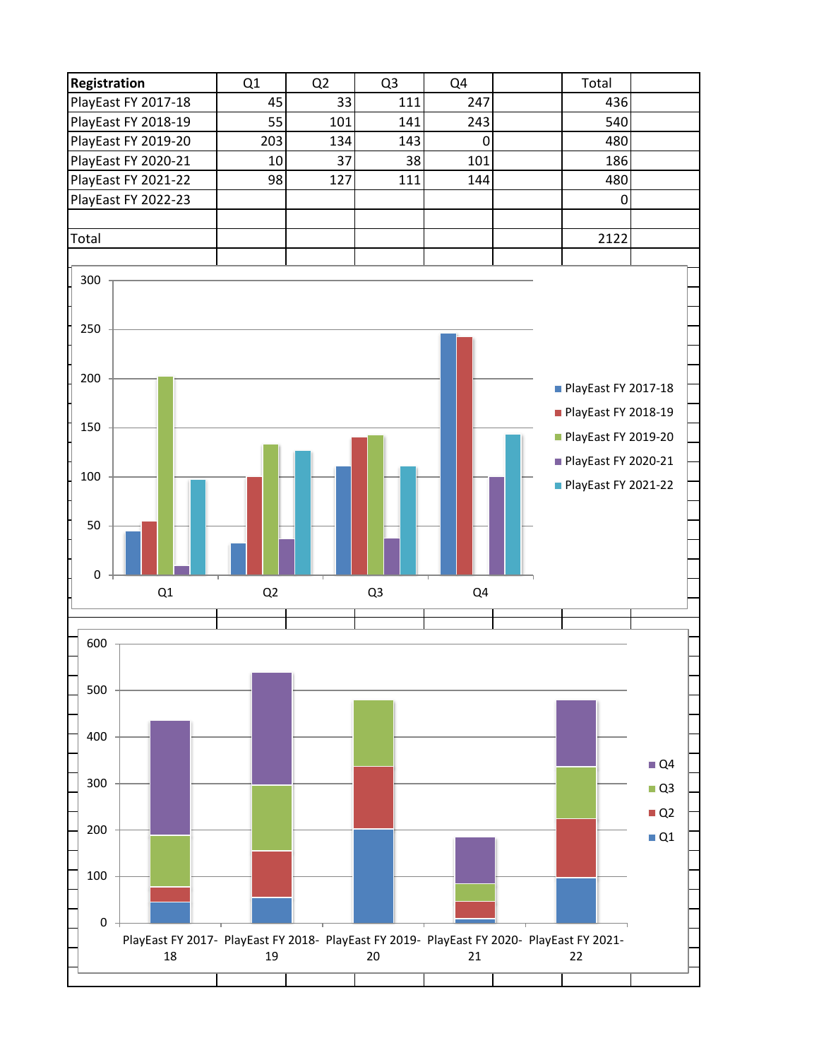| Registration | Q1 | Q2 | Q3 | Q4 | | Total |
|---|---|---|---|---|---|---|
| PlayEast FY 2017-18 | 45 | 33 | 111 | 247 | | 436 |
| PlayEast FY 2018-19 | 55 | 101 | 141 | 243 | | 540 |
| PlayEast FY 2019-20 | 203 | 134 | 143 | 0 | | 480 |
| PlayEast FY 2020-21 | 10 | 37 | 38 | 101 | | 186 |
| PlayEast FY 2021-22 | 98 | 127 | 111 | 144 | | 480 |
| PlayEast FY 2022-23 | | | | | | 0 |
| | | | | | | |
| Total | | | | | | 2122 |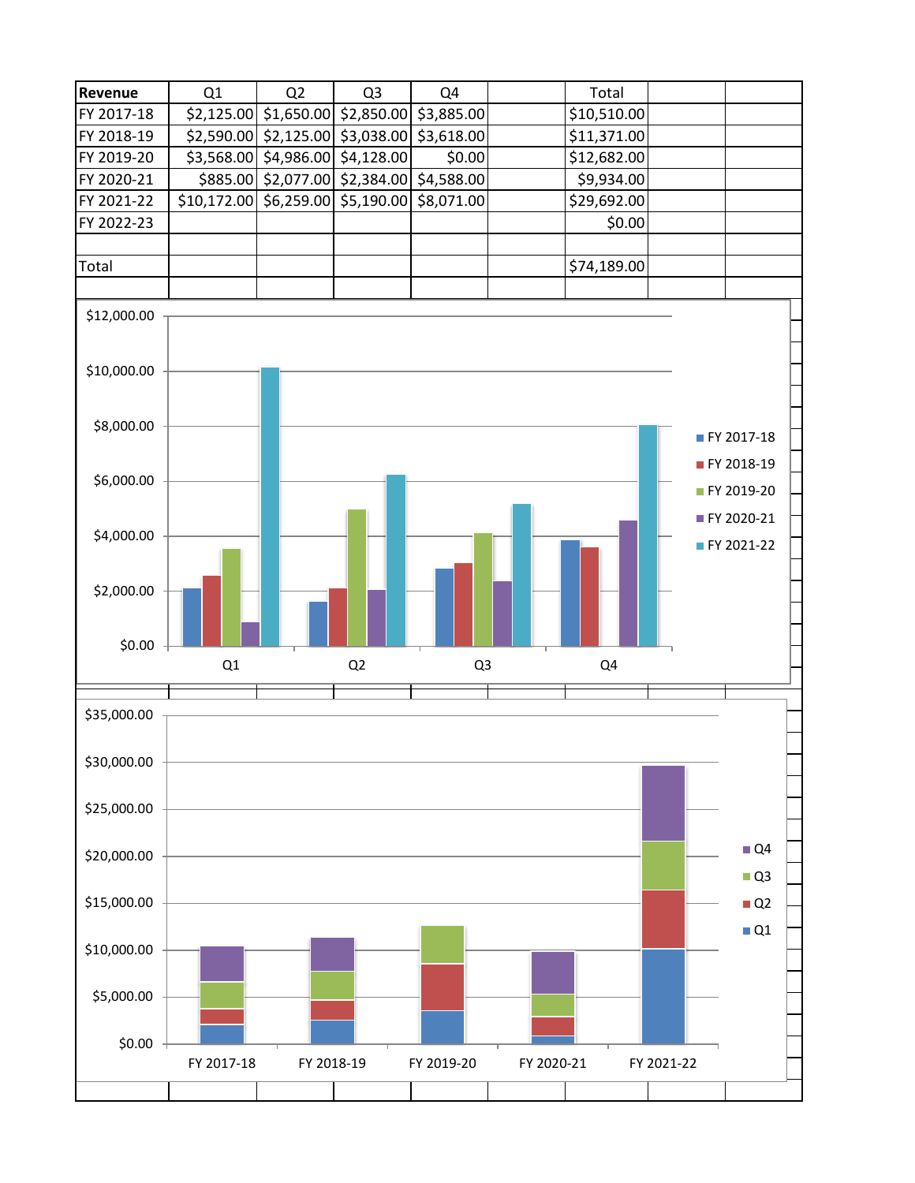| Revenue | Q1 | Q2 | Q3 | Q4 | | Total | | |
|---|---|---|---|---|---|---|---|---|
| FY 2017-18 | $2,125.00 | $1,650.00 | $2,850.00 | $3,885.00 | | $10,510.00 | | |
| FY 2018-19 | $2,590.00 | $2,125.00 | $3,038.00 | $3,618.00 | | $11,371.00 | | |
| FY 2019-20 | $3,568.00 | $4,986.00 | $4,128.00 | $0.00 | | $12,682.00 | | |
| FY 2020-21 | $885.00 | $2,077.00 | $2,384.00 | $4,588.00 | | $9,934.00 | | |
| FY 2021-22 | $10,172.00 | $6,259.00 | $5,190.00 | $8,071.00 | | $29,692.00 | | |
| FY 2022-23 | | | | | | $0.00 | | |
| | | | | | | | | |
| Total | | | | | | $74,189.00 | | |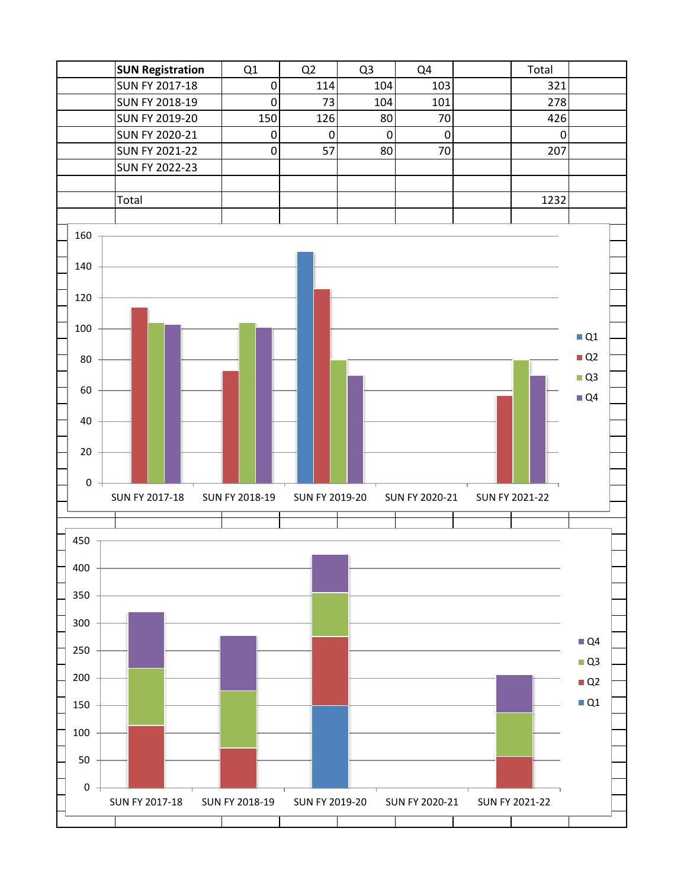| SUN Registration | Q1 | Q2 | Q3 | Q4 | | Total |
|---|---|---|---|---|---|---|
| SUN FY 2017-18 | 0 | 114 | 104 | 103 | | 321 |
| SUN FY 2018-19 | 0 | 73 | 104 | 101 | | 278 |
| SUN FY 2019-20 | 150 | 126 | 80 | 70 | | 426 |
| SUN FY 2020-21 | 0 | 0 | 0 | 0 | | 0 |
| SUN FY 2021-22 | 0 | 57 | 80 | 70 | | 207 |
| SUN FY 2022-23 | | | | | | |
| | | | | | | |
| Total | | | | | | 1232 |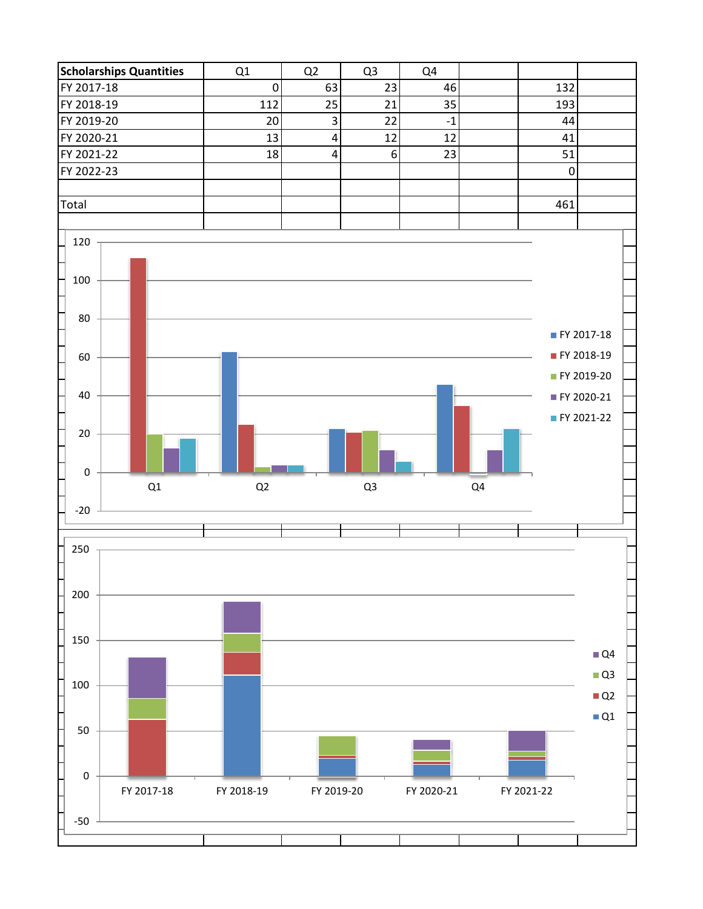| Scholarships Quantities | Q1 | Q2 | Q3 | Q4 | | | |
|---|---|---|---|---|---|---|---|
| FY 2017-18 | 0 | 63 | 23 | 46 | | 132 | |
| FY 2018-19 | 112 | 25 | 21 | 35 | | 193 | |
| FY 2019-20 | 20 | 3 | 22 | -1 | | 44 | |
| FY 2020-21 | 13 | 4 | 12 | 12 | | 41 | |
| FY 2021-22 | 18 | 4 | 6 | 23 | | 51 | |
| FY 2022-23 | | | | | | 0 | |
| | | | | | | | |
| Total | | | | | | 461 | |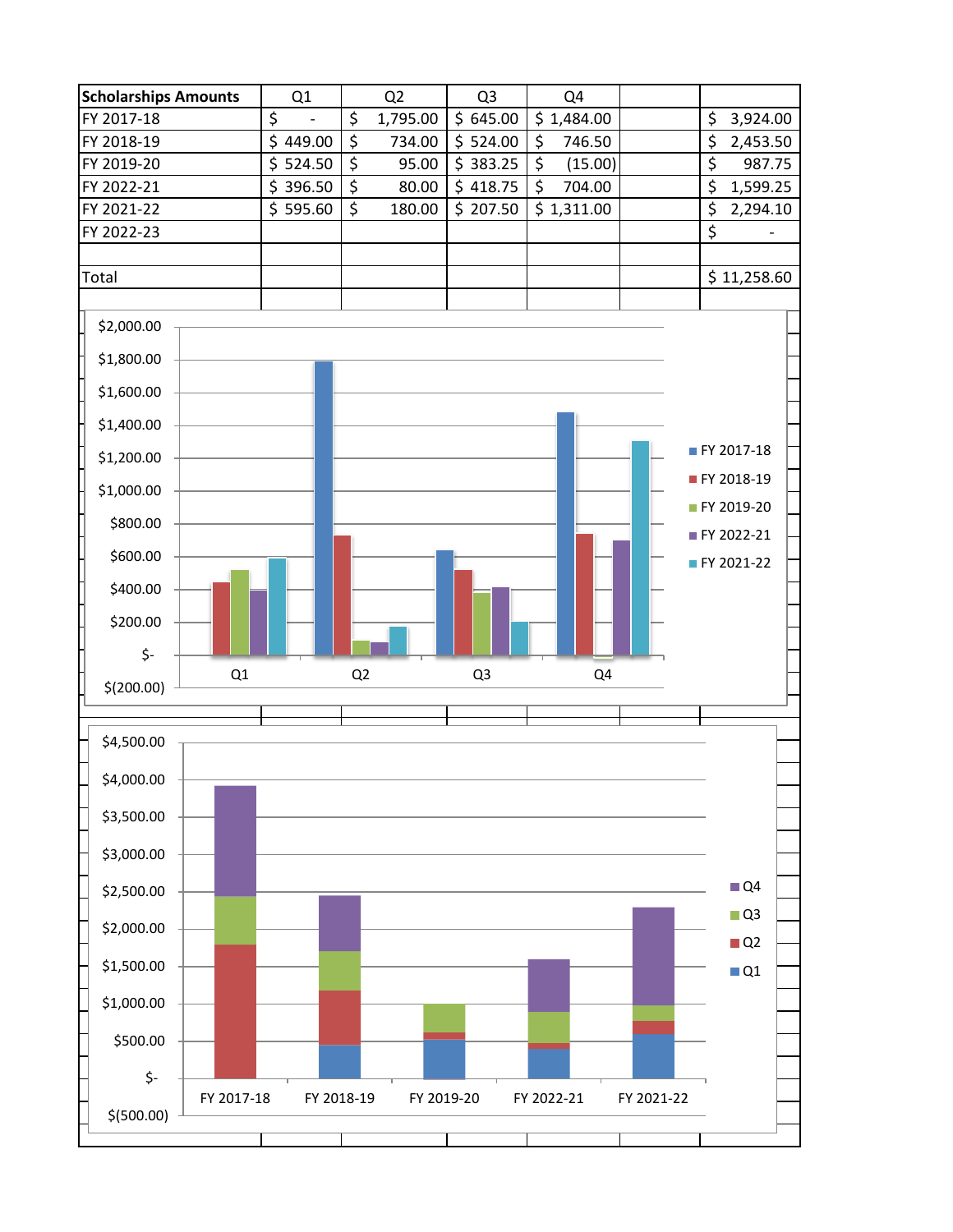| Scholarships Amounts | Q1 | Q2 | Q3 | Q4 | | |
|---|---|---|---|---|---|---|
| FY 2017-18 | $ - | $ 1,795.00 | $ 645.00 | $ 1,484.00 | | $ 3,924.00 |
| FY 2018-19 | $ 449.00 | $ 734.00 | $ 524.00 | $ 746.50 | | $ 2,453.50 |
| FY 2019-20 | $ 524.50 | $ 95.00 | $ 383.25 | $ (15.00) | | $ 987.75 |
| FY 2022-21 | $ 396.50 | $ 80.00 | $ 418.75 | $ 704.00 | | $ 1,599.25 |
| FY 2021-22 | $ 595.60 | $ 180.00 | $ 207.50 | $ 1,311.00 | | $ 2,294.10 |
| FY 2022-23 | | | | | | $ - |
| | | | | | | |
| Total | | | | | | $ 11,258.60 |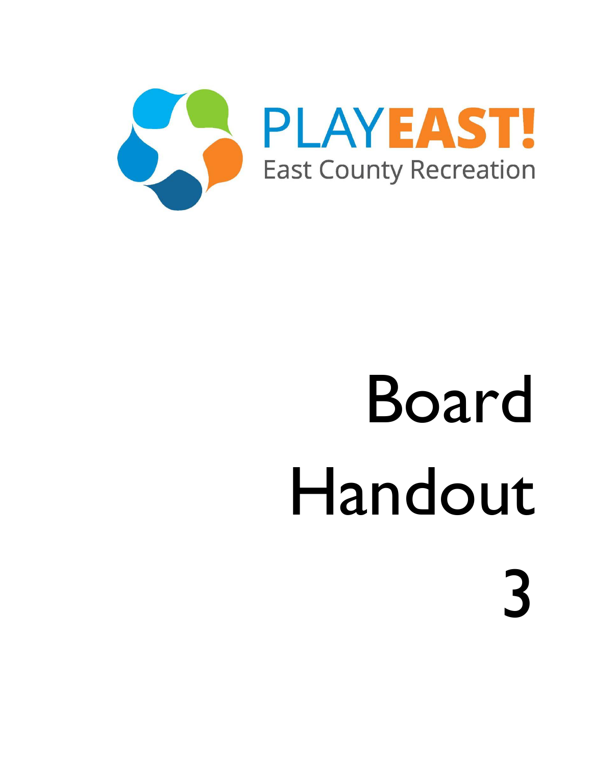PLAYEAST!

East County Recreation

# Board Handout 3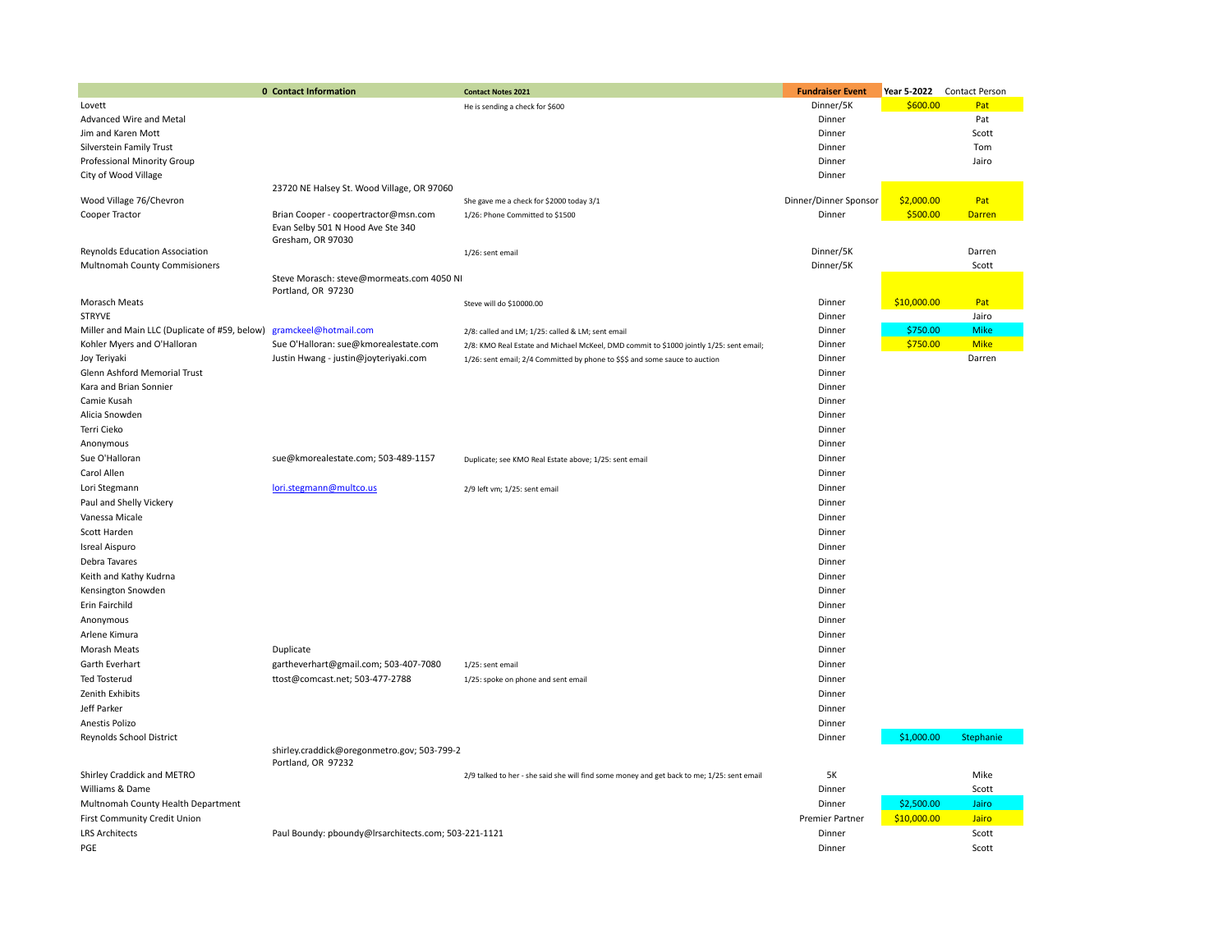| | 0 Contact Information | Contact Notes 2021 | Fundraiser Event | Year 5-2022 | Contact Person |
|---|---|---|---|---|---|
| Lovett | | He is sending a check for $600 | Dinner/5K | $600.00 | Pat |
| Advanced Wire and Metal | | | Dinner | | Pat |
| Jim and Karen Mott | | | Dinner | | Scott |
| Silverstein Family Trust | | | Dinner | | Tom |
| Professional Minority Group | | | Dinner | | Jairo |
| City of Wood Village | | | Dinner | | |
| Wood Village 76/Chevron | 23720 NE Halsey St. Wood Village, OR 97060 | She gave me a check for $2000 today 3/1 | Dinner/Dinner Sponsor | $2,000.00 | Pat |
| Cooper Tractor | Brian Cooper - coopertractor@msn.com | 1/26: Phone Committed to $1500 | Dinner | $500.00 | Darren |
| Reynolds Education Association | Evan Selby 501 N Hood Ave Ste 340 Gresham, OR 97030 | 1/26: sent email | Dinner/5K | | Darren |
| Multnomah County Commisioners | | | Dinner/5K | | Scott |
| Morasch Meats | Steve Morasch: steve@mormeats.com 4050 NI Portland, OR 97230 | Steve will do $10000.00 | Dinner | $10,000.00 | Pat |
| STRYVE | | | Dinner | | Jairo |
| Miller and Main LLC (Duplicate of #59, below) | gramckeel@hotmail.com | 2/8: called and LM; 1/25: called & LM; sent email | Dinner | $750.00 | Mike |
| Kohler Myers and O'Halloran | Sue O'Halloran: sue@kmorealestate.com | 2/8: KMO Real Estate and Michael McKeel, DMD commit to $1000 jointly 1/25: sent email; | Dinner | $750.00 | Mike |
| Joy Teriyaki | Justin Hwang - justin@joyteriyaki.com | 1/26: sent email; 2/4 Committed by phone to $$$ and some sauce to auction | Dinner | | Darren |
| Glenn Ashford Memorial Trust | | | Dinner | | |
| Kara and Brian Sonnier | | | Dinner | | |
| Camie Kusah | | | Dinner | | |
| Alicia Snowden | | | Dinner | | |
| Terri Cieko | | | Dinner | | |
| Anonymous | | | Dinner | | |
| Sue O'Halloran | sue@kmorealestate.com; 503-489-1157 | Duplicate; see KMO Real Estate above; 1/25: sent email | Dinner | | |
| Carol Allen | | | Dinner | | |
| Lori Stegmann | lori.stegmann@multco.us | 2/9 left vm; 1/25: sent email | Dinner | | |
| Paul and Shelly Vickery | | | Dinner | | |
| Vanessa Micale | | | Dinner | | |
| Scott Harden | | | Dinner | | |
| Isreal Aispuro | | | Dinner | | |
| Debra Tavares | | | Dinner | | |
| Keith and Kathy Kudrna | | | Dinner | | |
| Kensington Snowden | | | Dinner | | |
| Erin Fairchild | | | Dinner | | |
| Anonymous | | | Dinner | | |
| Arlene Kimura | | | Dinner | | |
| Morash Meats | Duplicate | | Dinner | | |
| Garth Everhart | gartheverhart@gmail.com; 503-407-7080 | 1/25: sent email | Dinner | | |
| Ted Tosterud | ttost@comcast.net; 503-477-2788 | 1/25: spoke on phone and sent email | Dinner | | |
| Zenith Exhibits | | | Dinner | | |
| Jeff Parker | | | Dinner | | |
| Anestis Polizo | | | Dinner | | |
| Reynolds School District | | | Dinner | $1,000.00 | Stephanie |
| Shirley Craddick and METRO | shirley.craddick@oregonmetro.gov; 503-799-2 Portland, OR 97232 | 2/9 talked to her - she said she will find some money and get back to me; 1/25: sent email | 5K | | Mike |
| Williams & Dame | | | Dinner | | Scott |
| Multnomah County Health Department | | | Dinner | $2,500.00 | Jairo |
| First Community Credit Union | | | Premier Partner | $10,000.00 | Jairo |
| LRS Architects | Paul Boundy: pboundy@lrsarchitects.com; 503-221-1121 | | Dinner | | Scott |
| PGE | | | Dinner | | Scott |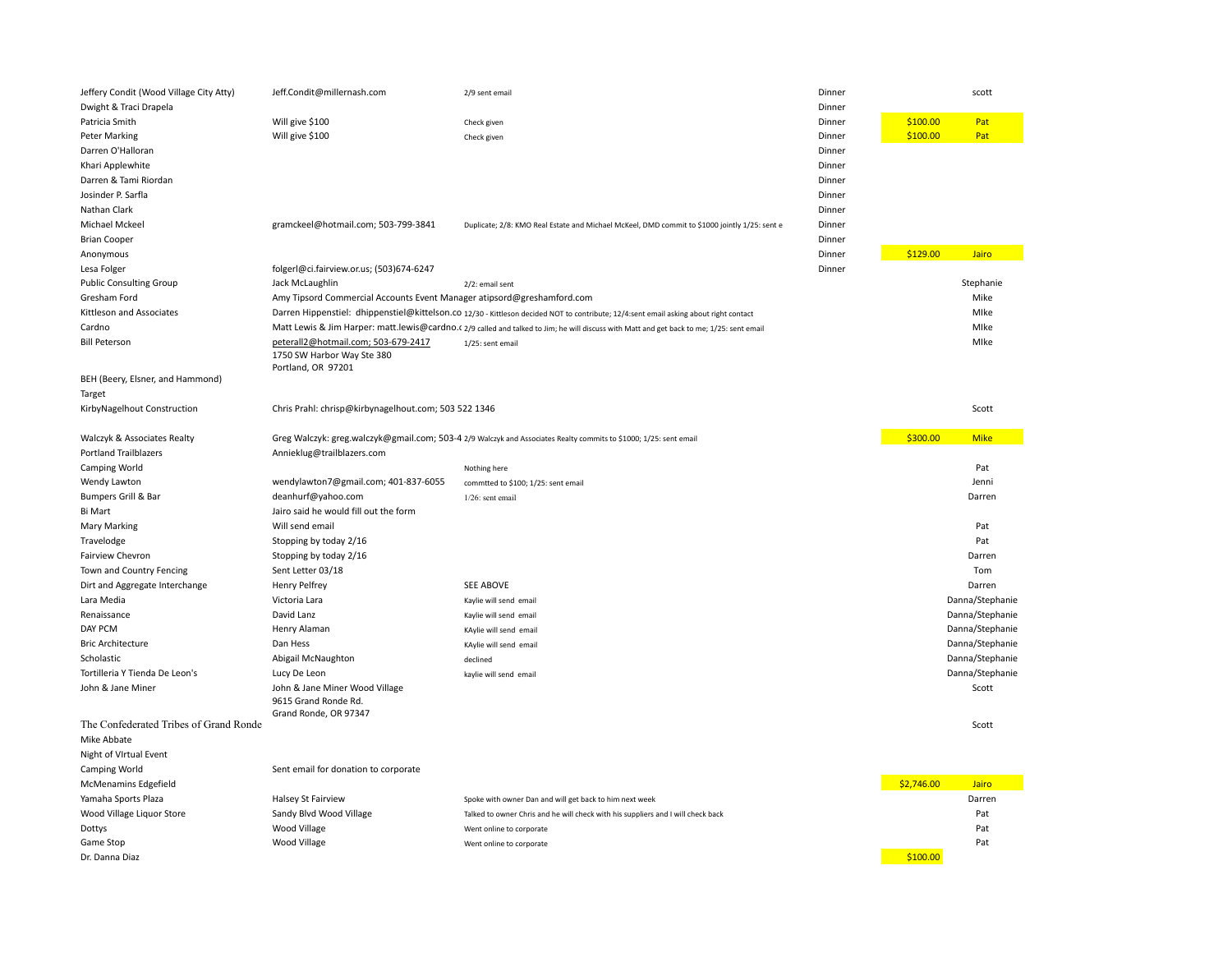| | | | | | |
|---|---|---|---|---|---|
| Jeffery Condit (Wood Village City Atty) | Jeff.Condit@millernash.com | 2/9 sent email | Dinner | | scott |
| Dwight & Traci Drapela | | | Dinner | | |
| Patricia Smith | Will give $100 | Check given | Dinner | $100.00 | Pat |
| Peter Marking | Will give $100 | Check given | Dinner | $100.00 | Pat |
| Darren O'Halloran | | | Dinner | | |
| Khari Applewhite | | | Dinner | | |
| Darren & Tami Riordan | | | Dinner | | |
| Josinder P. Sarfla | | | Dinner | | |
| Nathan Clark | | | Dinner | | |
| Michael Mckeel | gramckeel@hotmail.com; 503-799-3841 | Duplicate; 2/8: KMO Real Estate and Michael McKeel, DMD commit to $1000 jointly 1/25: sent e | Dinner | | |
| Brian Cooper | | | Dinner | | |
| Anonymous | | | Dinner | $129.00 | Jairo |
| Lesa Folger | folgerl@ci.fairview.or.us; (503)674-6247 | | Dinner | | |
| Public Consulting Group | Jack McLaughlin | 2/2: email sent | | | Stephanie |
| Gresham Ford | Amy Tipsord Commercial Accounts Event Manager atipsord@greshamford.com | | | | Mike |
| Kittleson and Associates | Darren Hippenstiel: dhippenstiel@kittelson.co | 12/30 - Kittleson decided NOT to contribute; 12/4:sent email asking about right contact | | | MIke |
| Cardno | Matt Lewis & Jim Harper: matt.lewis@cardno.c | 2/9 called and talked to Jim; he will discuss with Matt and get back to me; 1/25: sent email | | | MIke |
| Bill Peterson | peterall2@hotmail.com; 503-679-2417<br>1750 SW Harbor Way Ste 380<br>Portland, OR 97201 | 1/25: sent email | | | MIke |
| BEH (Beery, Elsner, and Hammond) | | | | | |
| Target | | | | | |
| KirbyNagelhout Construction | Chris Prahl: chrisp@kirbynagelhout.com; 503 522 1346 | | | | Scott |
| Walczyk & Associates Realty | Greg Walczyk: greg.walczyk@gmail.com; 503-4 | 2/9 Walczyk and Associates Realty commits to $1000; 1/25: sent email | | $300.00 | Mike |
| Portland Trailblazers | Annieklug@trailblazers.com | | | | |
| Camping World | | Nothing here | | | Pat |
| Wendy Lawton | wendylawton7@gmail.com; 401-837-6055 | commtted to $100; 1/25: sent email | | | Jenni |
| Bumpers Grill & Bar | deanhurf@yahoo.com | 1/26: sent email | | | Darren |
| Bi Mart | Jairo said he would fill out the form | | | | |
| Mary Marking | Will send email | | | | Pat |
| Travelodge | Stopping by today 2/16 | | | | Pat |
| Fairview Chevron | Stopping by today 2/16 | | | | Darren |
| Town and Country Fencing | Sent Letter 03/18 | | | | Tom |
| Dirt and Aggregate Interchange | Henry Pelfrey | SEE ABOVE | | | Darren |
| Lara Media | Victoria Lara | Kaylie will send email | | | Danna/Stephanie |
| Renaissance | David Lanz | Kaylie will send email | | | Danna/Stephanie |
| DAY PCM | Henry Alaman | KAylie will send email | | | Danna/Stephanie |
| Bric Architecture | Dan Hess | KAylie will send email | | | Danna/Stephanie |
| Scholastic | Abigail McNaughton | declined | | | Danna/Stephanie |
| Tortilleria Y Tienda De Leon's | Lucy De Leon | kaylie will send email | | | Danna/Stephanie |
| John & Jane Miner | John & Jane Miner Wood Village<br>9615 Grand Ronde Rd.<br>Grand Ronde, OR 97347 | | | | Scott |
| The Confederated Tribes of Grand Ronde | | | | | Scott |
| Mike Abbate | | | | | |
| Night of VIrtual Event | | | | | |
| Camping World | Sent email for donation to corporate | | | | |
| McMenamins Edgefield | | | | $2,746.00 | Jairo |
| Yamaha Sports Plaza | Halsey St Fairview | Spoke with owner Dan and will get back to him next week | | | Darren |
| Wood Village Liquor Store | Sandy Blvd Wood Village | Talked to owner Chris and he will check with his suppliers and I will check back | | | Pat |
| Dottys | Wood Village | Went online to corporate | | | Pat |
| Game Stop | Wood Village | Went online to corporate | | | Pat |
| Dr. Danna Diaz | | | | $100.00 | |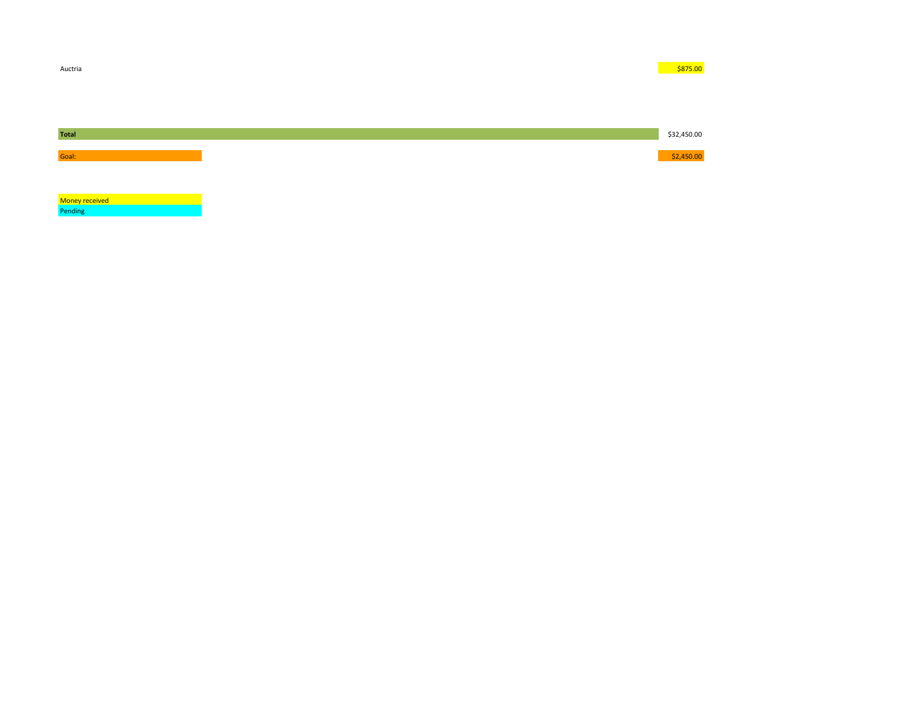| | |
|---|---|
| Auctria | $875.00 |
| | |
| **Total** | $32,450.00 |
| Goal: | $2,450.00 |

Money received

Pending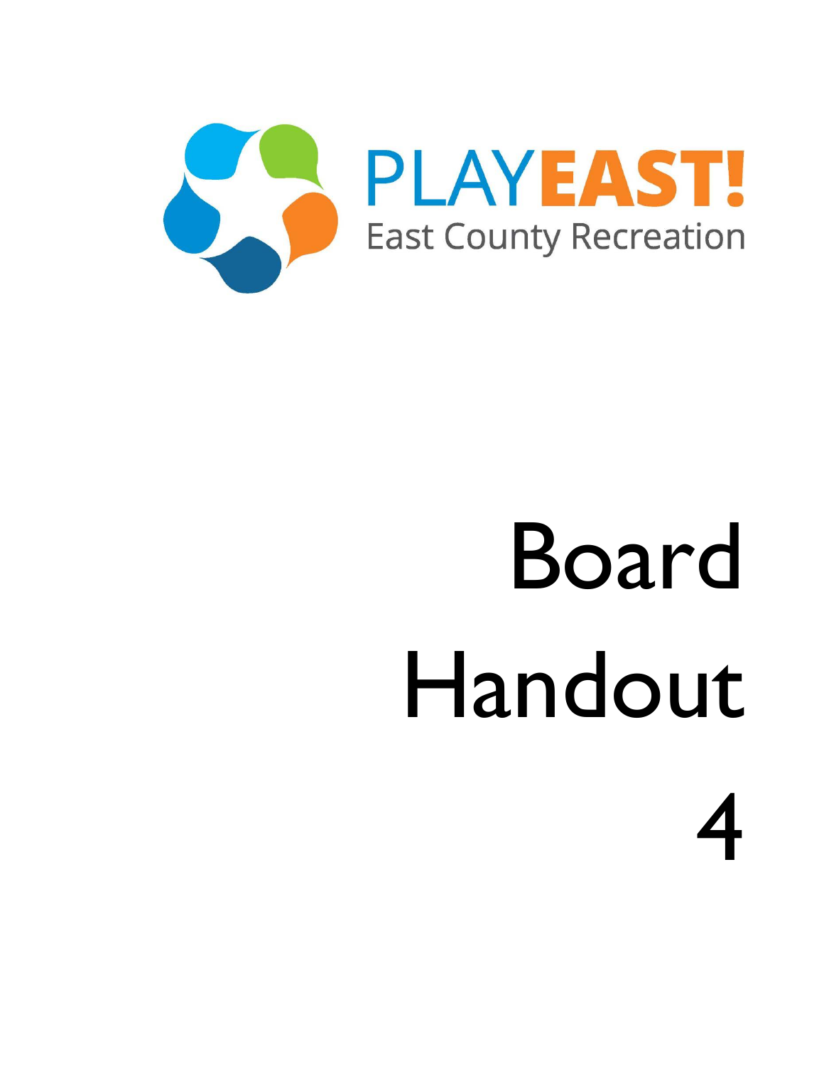PLAYEAST!

East County Recreation

# Board Handout 4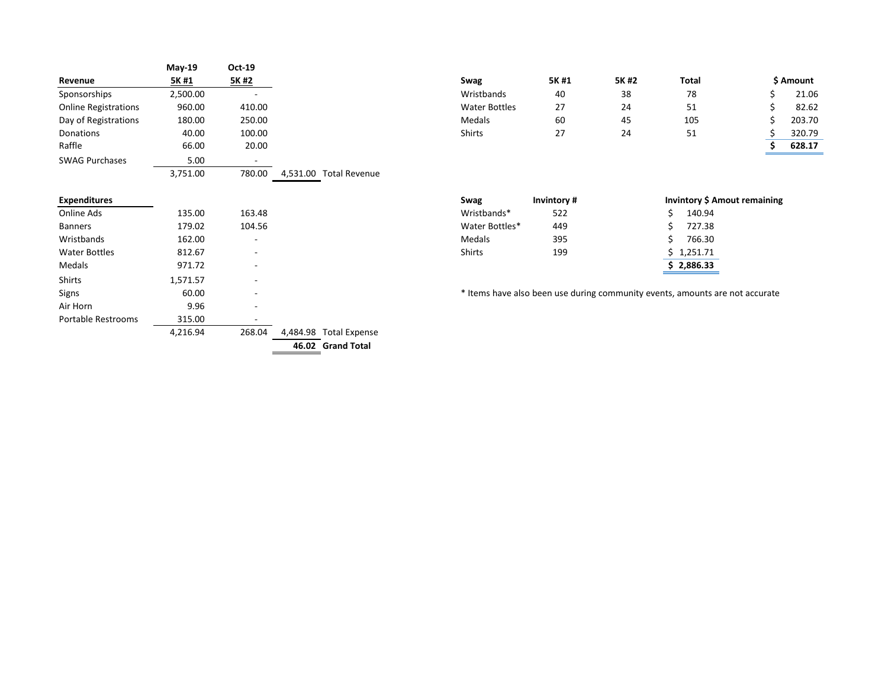| Revenue | May-19 5K #1 | Oct-19 5K #2 | | |
|---|---|---|---|---|
| Sponsorships | 2,500.00 | - | | |
| Online Registrations | 960.00 | 410.00 | | |
| Day of Registrations | 180.00 | 250.00 | | |
| Donations | 40.00 | 100.00 | | |
| Raffle | 66.00 | 20.00 | | |
| SWAG Purchases | 5.00 | - | | |
| | 3,751.00 | 780.00 | 4,531.00 | Total Revenue |

| Expenditures | | | | |
|---|---|---|---|---|
| Online Ads | 135.00 | 163.48 | | |
| Banners | 179.02 | 104.56 | | |
| Wristbands | 162.00 | - | | |
| Water Bottles | 812.67 | - | | |
| Medals | 971.72 | - | | |
| Shirts | 1,571.57 | - | | |
| Signs | 60.00 | - | | |
| Air Horn | 9.96 | - | | |
| Portable Restrooms | 315.00 | - | | |
| | 4,216.94 | 268.04 | 4,484.98 | Total Expense |
| | | | **46.02** | **Grand Total** |

| Swag | 5K #1 | 5K #2 | Total | $ Amount |
|---|---|---|---|---|
| Wristbands | 40 | 38 | 78 | $ 21.06 |
| Water Bottles | 27 | 24 | 51 | $ 82.62 |
| Medals | 60 | 45 | 105 | $ 203.70 |
| Shirts | 27 | 24 | 51 | $ 320.79 |
| | | | | **$ 628.17** |

| Swag | Invintory # | Invintory $ Amout remaining |
|---|---|---|
| Wristbands* | 522 | $ 140.94 |
| Water Bottles* | 449 | $ 727.38 |
| Medals | 395 | $ 766.30 |
| Shirts | 199 | $ 1,251.71 |
| | | **$ 2,886.33** |

* Items have also been use during community events, amounts are not accurate